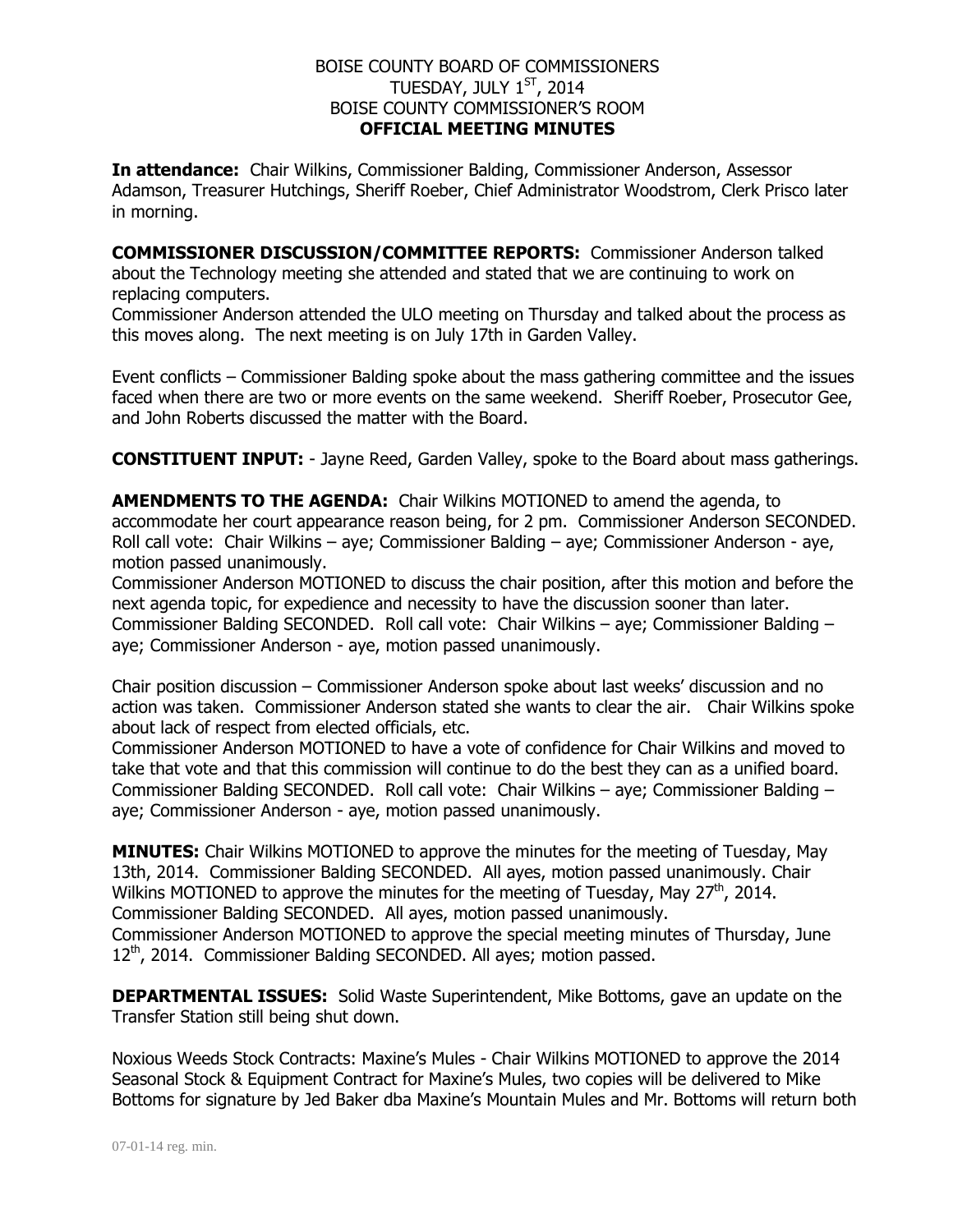BOISE COUNTY BOARD OF COMMISSIONERS
TUESDAY, JULY 1ST, 2014
BOISE COUNTY COMMISSIONER'S ROOM
**OFFICIAL MEETING MINUTES**

**In attendance:** Chair Wilkins, Commissioner Balding, Commissioner Anderson, Assessor Adamson, Treasurer Hutchings, Sheriff Roeber, Chief Administrator Woodstrom, Clerk Prisco later in morning.

**COMMISSIONER DISCUSSION/COMMITTEE REPORTS:** Commissioner Anderson talked about the Technology meeting she attended and stated that we are continuing to work on replacing computers.
Commissioner Anderson attended the ULO meeting on Thursday and talked about the process as this moves along. The next meeting is on July 17th in Garden Valley.

Event conflicts – Commissioner Balding spoke about the mass gathering committee and the issues faced when there are two or more events on the same weekend. Sheriff Roeber, Prosecutor Gee, and John Roberts discussed the matter with the Board.

**CONSTITUENT INPUT:** - Jayne Reed, Garden Valley, spoke to the Board about mass gatherings.

**AMENDMENTS TO THE AGENDA:** Chair Wilkins MOTIONED to amend the agenda, to accommodate her court appearance reason being, for 2 pm. Commissioner Anderson SECONDED. Roll call vote: Chair Wilkins – aye; Commissioner Balding – aye; Commissioner Anderson - aye, motion passed unanimously.
Commissioner Anderson MOTIONED to discuss the chair position, after this motion and before the next agenda topic, for expedience and necessity to have the discussion sooner than later. Commissioner Balding SECONDED. Roll call vote: Chair Wilkins – aye; Commissioner Balding – aye; Commissioner Anderson - aye, motion passed unanimously.

Chair position discussion – Commissioner Anderson spoke about last weeks' discussion and no action was taken. Commissioner Anderson stated she wants to clear the air. Chair Wilkins spoke about lack of respect from elected officials, etc.
Commissioner Anderson MOTIONED to have a vote of confidence for Chair Wilkins and moved to take that vote and that this commission will continue to do the best they can as a unified board. Commissioner Balding SECONDED. Roll call vote: Chair Wilkins – aye; Commissioner Balding – aye; Commissioner Anderson - aye, motion passed unanimously.

**MINUTES:** Chair Wilkins MOTIONED to approve the minutes for the meeting of Tuesday, May 13th, 2014. Commissioner Balding SECONDED. All ayes, motion passed unanimously. Chair Wilkins MOTIONED to approve the minutes for the meeting of Tuesday, May 27th, 2014. Commissioner Balding SECONDED. All ayes, motion passed unanimously.
Commissioner Anderson MOTIONED to approve the special meeting minutes of Thursday, June 12th, 2014. Commissioner Balding SECONDED. All ayes; motion passed.

**DEPARTMENTAL ISSUES:** Solid Waste Superintendent, Mike Bottoms, gave an update on the Transfer Station still being shut down.

Noxious Weeds Stock Contracts: Maxine's Mules - Chair Wilkins MOTIONED to approve the 2014 Seasonal Stock & Equipment Contract for Maxine's Mules, two copies will be delivered to Mike Bottoms for signature by Jed Baker dba Maxine's Mountain Mules and Mr. Bottoms will return both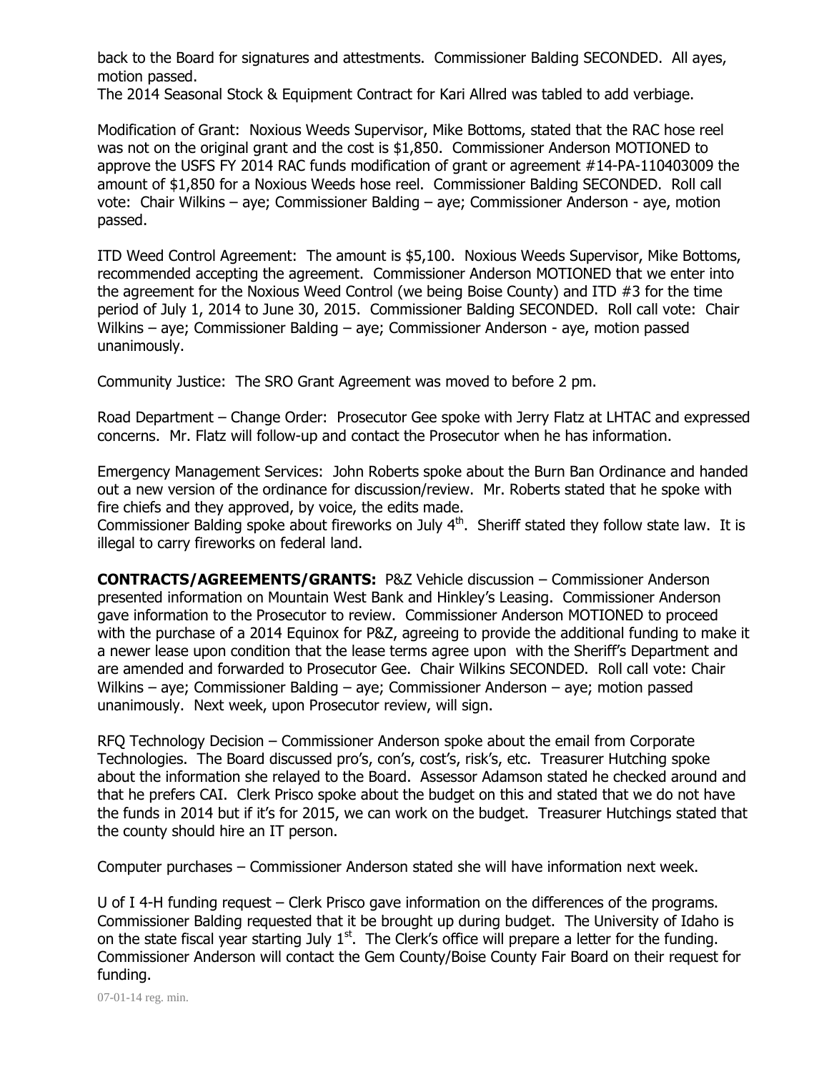back to the Board for signatures and attestments. Commissioner Balding SECONDED. All ayes, motion passed.
The 2014 Seasonal Stock & Equipment Contract for Kari Allred was tabled to add verbiage.

Modification of Grant: Noxious Weeds Supervisor, Mike Bottoms, stated that the RAC hose reel was not on the original grant and the cost is $1,850. Commissioner Anderson MOTIONED to approve the USFS FY 2014 RAC funds modification of grant or agreement #14-PA-110403009 the amount of $1,850 for a Noxious Weeds hose reel. Commissioner Balding SECONDED. Roll call vote: Chair Wilkins – aye; Commissioner Balding – aye; Commissioner Anderson - aye, motion passed.

ITD Weed Control Agreement: The amount is $5,100. Noxious Weeds Supervisor, Mike Bottoms, recommended accepting the agreement. Commissioner Anderson MOTIONED that we enter into the agreement for the Noxious Weed Control (we being Boise County) and ITD #3 for the time period of July 1, 2014 to June 30, 2015. Commissioner Balding SECONDED. Roll call vote: Chair Wilkins – aye; Commissioner Balding – aye; Commissioner Anderson - aye, motion passed unanimously.

Community Justice: The SRO Grant Agreement was moved to before 2 pm.

Road Department – Change Order: Prosecutor Gee spoke with Jerry Flatz at LHTAC and expressed concerns. Mr. Flatz will follow-up and contact the Prosecutor when he has information.

Emergency Management Services: John Roberts spoke about the Burn Ban Ordinance and handed out a new version of the ordinance for discussion/review. Mr. Roberts stated that he spoke with fire chiefs and they approved, by voice, the edits made.
Commissioner Balding spoke about fireworks on July 4th. Sheriff stated they follow state law. It is illegal to carry fireworks on federal land.

**CONTRACTS/AGREEMENTS/GRANTS:** P&Z Vehicle discussion – Commissioner Anderson presented information on Mountain West Bank and Hinkley's Leasing. Commissioner Anderson gave information to the Prosecutor to review. Commissioner Anderson MOTIONED to proceed with the purchase of a 2014 Equinox for P&Z, agreeing to provide the additional funding to make it a newer lease upon condition that the lease terms agree upon with the Sheriff's Department and are amended and forwarded to Prosecutor Gee. Chair Wilkins SECONDED. Roll call vote: Chair Wilkins – aye; Commissioner Balding – aye; Commissioner Anderson – aye; motion passed unanimously. Next week, upon Prosecutor review, will sign.

RFQ Technology Decision – Commissioner Anderson spoke about the email from Corporate Technologies. The Board discussed pro's, con's, cost's, risk's, etc. Treasurer Hutching spoke about the information she relayed to the Board. Assessor Adamson stated he checked around and that he prefers CAI. Clerk Prisco spoke about the budget on this and stated that we do not have the funds in 2014 but if it's for 2015, we can work on the budget. Treasurer Hutchings stated that the county should hire an IT person.

Computer purchases – Commissioner Anderson stated she will have information next week.

U of I 4-H funding request – Clerk Prisco gave information on the differences of the programs. Commissioner Balding requested that it be brought up during budget. The University of Idaho is on the state fiscal year starting July 1st. The Clerk's office will prepare a letter for the funding. Commissioner Anderson will contact the Gem County/Boise County Fair Board on their request for funding.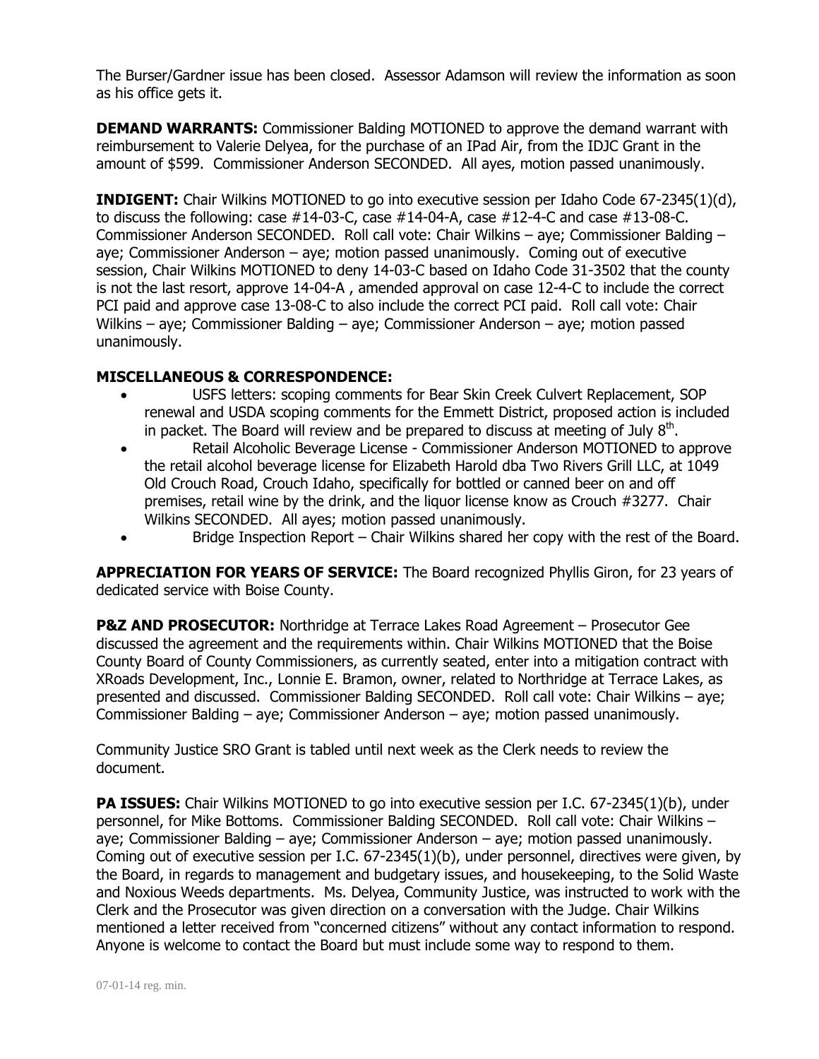The Burser/Gardner issue has been closed. Assessor Adamson will review the information as soon as his office gets it.

**DEMAND WARRANTS:** Commissioner Balding MOTIONED to approve the demand warrant with reimbursement to Valerie Delyea, for the purchase of an IPad Air, from the IDJC Grant in the amount of $599. Commissioner Anderson SECONDED. All ayes, motion passed unanimously.

**INDIGENT:** Chair Wilkins MOTIONED to go into executive session per Idaho Code 67-2345(1)(d), to discuss the following: case #14-03-C, case #14-04-A, case #12-4-C and case #13-08-C. Commissioner Anderson SECONDED. Roll call vote: Chair Wilkins – aye; Commissioner Balding – aye; Commissioner Anderson – aye; motion passed unanimously. Coming out of executive session, Chair Wilkins MOTIONED to deny 14-03-C based on Idaho Code 31-3502 that the county is not the last resort, approve 14-04-A , amended approval on case 12-4-C to include the correct PCI paid and approve case 13-08-C to also include the correct PCI paid. Roll call vote: Chair Wilkins – aye; Commissioner Balding – aye; Commissioner Anderson – aye; motion passed unanimously.

**MISCELLANEOUS & CORRESPONDENCE:**

- USFS letters: scoping comments for Bear Skin Creek Culvert Replacement, SOP renewal and USDA scoping comments for the Emmett District, proposed action is included in packet. The Board will review and be prepared to discuss at meeting of July 8th.
- Retail Alcoholic Beverage License - Commissioner Anderson MOTIONED to approve the retail alcohol beverage license for Elizabeth Harold dba Two Rivers Grill LLC, at 1049 Old Crouch Road, Crouch Idaho, specifically for bottled or canned beer on and off premises, retail wine by the drink, and the liquor license know as Crouch #3277. Chair Wilkins SECONDED. All ayes; motion passed unanimously.
- Bridge Inspection Report – Chair Wilkins shared her copy with the rest of the Board.

**APPRECIATION FOR YEARS OF SERVICE:** The Board recognized Phyllis Giron, for 23 years of dedicated service with Boise County.

**P&Z AND PROSECUTOR:** Northridge at Terrace Lakes Road Agreement – Prosecutor Gee discussed the agreement and the requirements within. Chair Wilkins MOTIONED that the Boise County Board of County Commissioners, as currently seated, enter into a mitigation contract with XRoads Development, Inc., Lonnie E. Bramon, owner, related to Northridge at Terrace Lakes, as presented and discussed. Commissioner Balding SECONDED. Roll call vote: Chair Wilkins – aye; Commissioner Balding – aye; Commissioner Anderson – aye; motion passed unanimously.

Community Justice SRO Grant is tabled until next week as the Clerk needs to review the document.

**PA ISSUES:** Chair Wilkins MOTIONED to go into executive session per I.C. 67-2345(1)(b), under personnel, for Mike Bottoms. Commissioner Balding SECONDED. Roll call vote: Chair Wilkins – aye; Commissioner Balding – aye; Commissioner Anderson – aye; motion passed unanimously. Coming out of executive session per I.C. 67-2345(1)(b), under personnel, directives were given, by the Board, in regards to management and budgetary issues, and housekeeping, to the Solid Waste and Noxious Weeds departments. Ms. Delyea, Community Justice, was instructed to work with the Clerk and the Prosecutor was given direction on a conversation with the Judge. Chair Wilkins mentioned a letter received from "concerned citizens" without any contact information to respond. Anyone is welcome to contact the Board but must include some way to respond to them.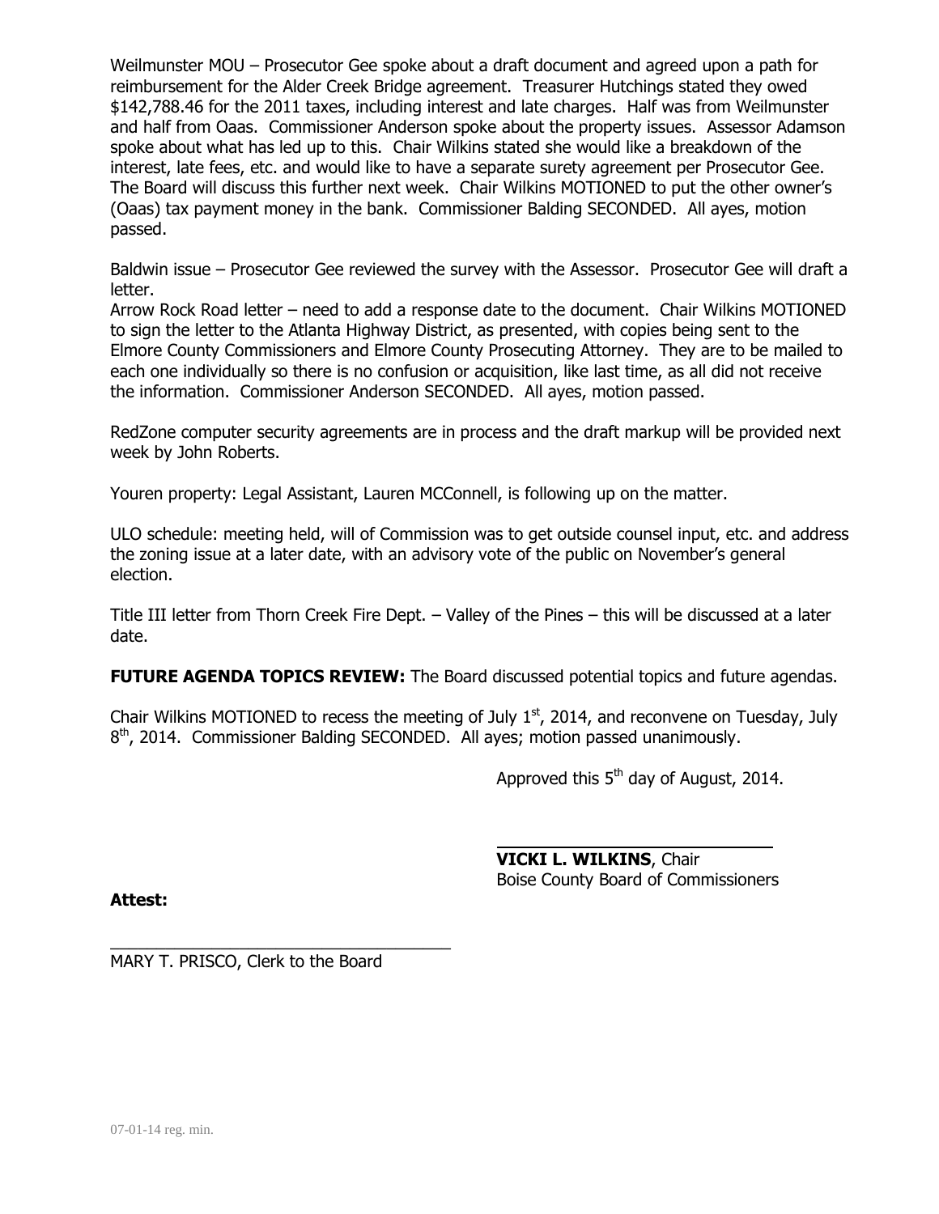Weilmunster MOU – Prosecutor Gee spoke about a draft document and agreed upon a path for reimbursement for the Alder Creek Bridge agreement. Treasurer Hutchings stated they owed $142,788.46 for the 2011 taxes, including interest and late charges. Half was from Weilmunster and half from Oaas. Commissioner Anderson spoke about the property issues. Assessor Adamson spoke about what has led up to this. Chair Wilkins stated she would like a breakdown of the interest, late fees, etc. and would like to have a separate surety agreement per Prosecutor Gee. The Board will discuss this further next week. Chair Wilkins MOTIONED to put the other owner's (Oaas) tax payment money in the bank. Commissioner Balding SECONDED. All ayes, motion passed.

Baldwin issue – Prosecutor Gee reviewed the survey with the Assessor. Prosecutor Gee will draft a letter.

Arrow Rock Road letter – need to add a response date to the document. Chair Wilkins MOTIONED to sign the letter to the Atlanta Highway District, as presented, with copies being sent to the Elmore County Commissioners and Elmore County Prosecuting Attorney. They are to be mailed to each one individually so there is no confusion or acquisition, like last time, as all did not receive the information. Commissioner Anderson SECONDED. All ayes, motion passed.

RedZone computer security agreements are in process and the draft markup will be provided next week by John Roberts.

Youren property: Legal Assistant, Lauren McConnell, is following up on the matter.

ULO schedule: meeting held, will of Commission was to get outside counsel input, etc. and address the zoning issue at a later date, with an advisory vote of the public on November's general election.

Title III letter from Thorn Creek Fire Dept. – Valley of the Pines – this will be discussed at a later date.

**FUTURE AGENDA TOPICS REVIEW:** The Board discussed potential topics and future agendas.

Chair Wilkins MOTIONED to recess the meeting of July 1st, 2014, and reconvene on Tuesday, July 8th, 2014. Commissioner Balding SECONDED. All ayes; motion passed unanimously.

Approved this 5th day of August, 2014.

\_\_\_\_\_\_\_\_\_\_\_\_\_\_\_\_\_\_\_\_\_\_\_\_\_\_\_\_\_\_

**VICKI L. WILKINS**, Chair
Boise County Board of Commissioners

**Attest:**

\_\_\_\_\_\_\_\_\_\_\_\_\_\_\_\_\_\_\_\_\_\_\_\_\_\_\_\_\_\_

MARY T. PRISCO, Clerk to the Board